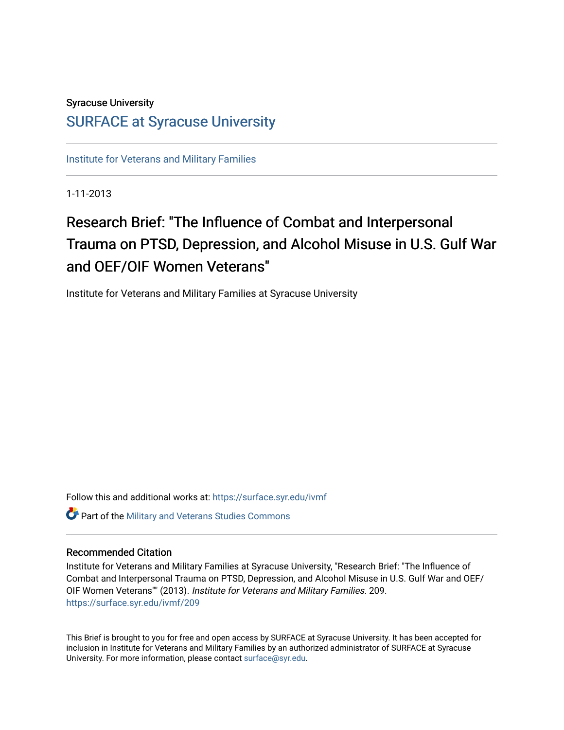Syracuse University

# SURFACE at Syracuse University

Institute for Veterans and Military Families

1-11-2013

# Research Brief: "The Influence of Combat and Interpersonal Trauma on PTSD, Depression, and Alcohol Misuse in U.S. Gulf War and OEF/OIF Women Veterans"

Institute for Veterans and Military Families at Syracuse University

Follow this and additional works at: https://surface.syr.edu/ivmf

Part of the Military and Veterans Studies Commons

## Recommended Citation

Institute for Veterans and Military Families at Syracuse University, "Research Brief: "The Influence of Combat and Interpersonal Trauma on PTSD, Depression, and Alcohol Misuse in U.S. Gulf War and OEF/OIF Women Veterans"" (2013). *Institute for Veterans and Military Families*. 209.
https://surface.syr.edu/ivmf/209

This Brief is brought to you for free and open access by SURFACE at Syracuse University. It has been accepted for inclusion in Institute for Veterans and Military Families by an authorized administrator of SURFACE at Syracuse University. For more information, please contact surface@syr.edu.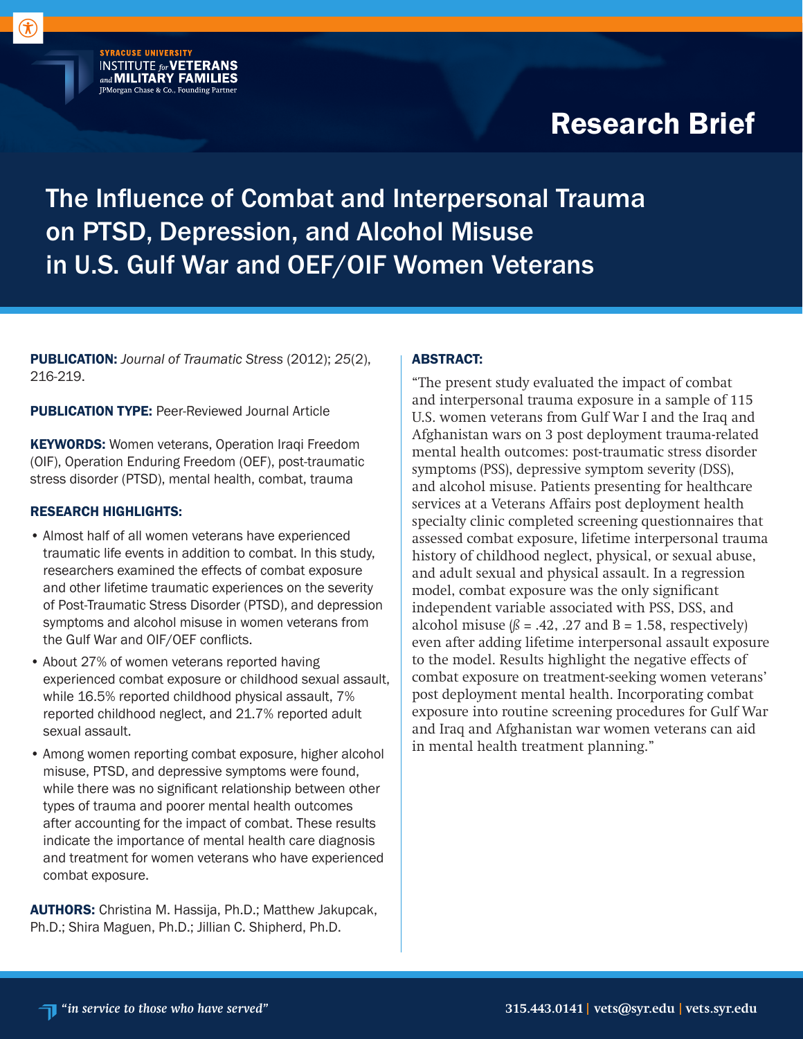SYRACUSE UNIVERSITY
INSTITUTE *for* VETERANS *and* MILITARY FAMILIES
JPMorgan Chase & Co., Founding Partner

# Research Brief

## The Influence of Combat and Interpersonal Trauma on PTSD, Depression, and Alcohol Misuse in U.S. Gulf War and OEF/OIF Women Veterans

**PUBLICATION:** *Journal of Traumatic Stress* (2012); *25*(2), 216-219.

**PUBLICATION TYPE:** Peer-Reviewed Journal Article

**KEYWORDS:** Women veterans, Operation Iraqi Freedom (OIF), Operation Enduring Freedom (OEF), post-traumatic stress disorder (PTSD), mental health, combat, trauma

**RESEARCH HIGHLIGHTS:**

- Almost half of all women veterans have experienced traumatic life events in addition to combat. In this study, researchers examined the effects of combat exposure and other lifetime traumatic experiences on the severity of Post-Traumatic Stress Disorder (PTSD), and depression symptoms and alcohol misuse in women veterans from the Gulf War and OIF/OEF conflicts.
- About 27% of women veterans reported having experienced combat exposure or childhood sexual assault, while 16.5% reported childhood physical assault, 7% reported childhood neglect, and 21.7% reported adult sexual assault.
- Among women reporting combat exposure, higher alcohol misuse, PTSD, and depressive symptoms were found, while there was no significant relationship between other types of trauma and poorer mental health outcomes after accounting for the impact of combat. These results indicate the importance of mental health care diagnosis and treatment for women veterans who have experienced combat exposure.

**AUTHORS:** Christina M. Hassija, Ph.D.; Matthew Jakupcak, Ph.D.; Shira Maguen, Ph.D.; Jillian C. Shipherd, Ph.D.

**ABSTRACT:**

"The present study evaluated the impact of combat and interpersonal trauma exposure in a sample of 115 U.S. women veterans from Gulf War I and the Iraq and Afghanistan wars on 3 post deployment trauma-related mental health outcomes: post-traumatic stress disorder symptoms (PSS), depressive symptom severity (DSS), and alcohol misuse. Patients presenting for healthcare services at a Veterans Affairs post deployment health specialty clinic completed screening questionnaires that assessed combat exposure, lifetime interpersonal trauma history of childhood neglect, physical, or sexual abuse, and adult sexual and physical assault. In a regression model, combat exposure was the only significant independent variable associated with PSS, DSS, and alcohol misuse ($\beta$ = .42, .27 and B = 1.58, respectively) even after adding lifetime interpersonal assault exposure to the model. Results highlight the negative effects of combat exposure on treatment-seeking women veterans' post deployment mental health. Incorporating combat exposure into routine screening procedures for Gulf War and Iraq and Afghanistan war women veterans can aid in mental health treatment planning."

*"in service to those who have served"*

315.443.0141 | vets@syr.edu | vets.syr.edu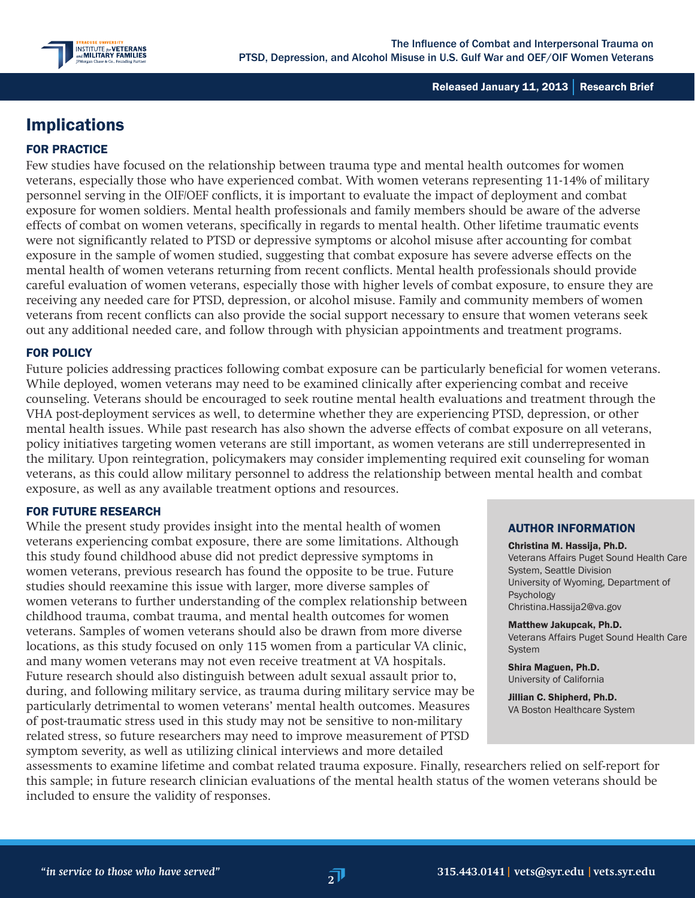## Implications

### FOR PRACTICE

Few studies have focused on the relationship between trauma type and mental health outcomes for women veterans, especially those who have experienced combat. With women veterans representing 11-14% of military personnel serving in the OIF/OEF conflicts, it is important to evaluate the impact of deployment and combat exposure for women soldiers. Mental health professionals and family members should be aware of the adverse effects of combat on women veterans, specifically in regards to mental health. Other lifetime traumatic events were not significantly related to PTSD or depressive symptoms or alcohol misuse after accounting for combat exposure in the sample of women studied, suggesting that combat exposure has severe adverse effects on the mental health of women veterans returning from recent conflicts. Mental health professionals should provide careful evaluation of women veterans, especially those with higher levels of combat exposure, to ensure they are receiving any needed care for PTSD, depression, or alcohol misuse. Family and community members of women veterans from recent conflicts can also provide the social support necessary to ensure that women veterans seek out any additional needed care, and follow through with physician appointments and treatment programs.

### FOR POLICY

Future policies addressing practices following combat exposure can be particularly beneficial for women veterans. While deployed, women veterans may need to be examined clinically after experiencing combat and receive counseling. Veterans should be encouraged to seek routine mental health evaluations and treatment through the VHA post-deployment services as well, to determine whether they are experiencing PTSD, depression, or other mental health issues. While past research has also shown the adverse effects of combat exposure on all veterans, policy initiatives targeting women veterans are still important, as women veterans are still underrepresented in the military. Upon reintegration, policymakers may consider implementing required exit counseling for woman veterans, as this could allow military personnel to address the relationship between mental health and combat exposure, as well as any available treatment options and resources.

### FOR FUTURE RESEARCH

While the present study provides insight into the mental health of women veterans experiencing combat exposure, there are some limitations. Although this study found childhood abuse did not predict depressive symptoms in women veterans, previous research has found the opposite to be true. Future studies should reexamine this issue with larger, more diverse samples of women veterans to further understanding of the complex relationship between childhood trauma, combat trauma, and mental health outcomes for women veterans. Samples of women veterans should also be drawn from more diverse locations, as this study focused on only 115 women from a particular VA clinic, and many women veterans may not even receive treatment at VA hospitals. Future research should also distinguish between adult sexual assault prior to, during, and following military service, as trauma during military service may be particularly detrimental to women veterans' mental health outcomes. Measures of post-traumatic stress used in this study may not be sensitive to non-military related stress, so future researchers may need to improve measurement of PTSD symptom severity, as well as utilizing clinical interviews and more detailed assessments to examine lifetime and combat related trauma exposure. Finally, researchers relied on self-report for this sample; in future research clinician evaluations of the mental health status of the women veterans should be included to ensure the validity of responses.

### AUTHOR INFORMATION

**Christina M. Hassija, Ph.D.**
Veterans Affairs Puget Sound Health Care System, Seattle Division
University of Wyoming, Department of Psychology
Christina.Hassija2@va.gov

**Matthew Jakupcak, Ph.D.**
Veterans Affairs Puget Sound Health Care System

**Shira Maguen, Ph.D.**
University of California

**Jillian C. Shipherd, Ph.D.**
VA Boston Healthcare System